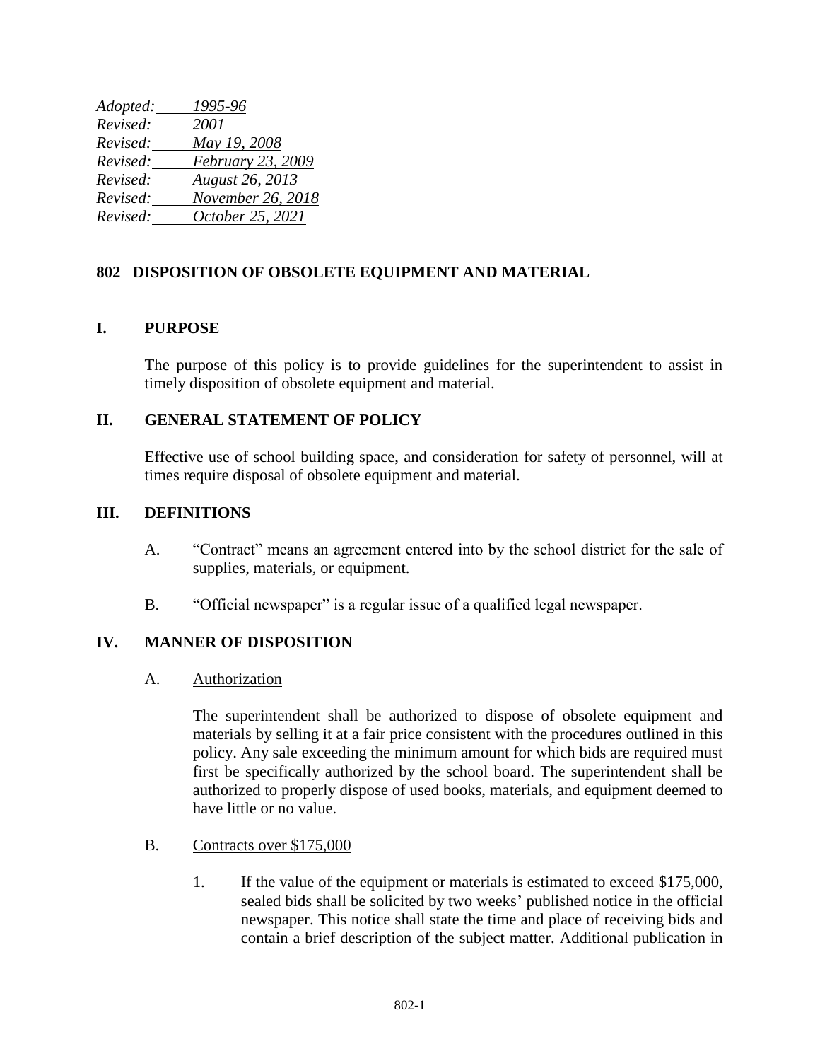*Adopted: 1995-96*
*Revised: 2001*
*Revised: May 19, 2008*
*Revised: February 23, 2009*
*Revised: August 26, 2013*
*Revised: November 26, 2018*
*Revised: October 25, 2021*

# 802 DISPOSITION OF OBSOLETE EQUIPMENT AND MATERIAL

## I. PURPOSE

The purpose of this policy is to provide guidelines for the superintendent to assist in timely disposition of obsolete equipment and material.

## II. GENERAL STATEMENT OF POLICY

Effective use of school building space, and consideration for safety of personnel, will at times require disposal of obsolete equipment and material.

## III. DEFINITIONS

A. "Contract" means an agreement entered into by the school district for the sale of supplies, materials, or equipment.

B. "Official newspaper" is a regular issue of a qualified legal newspaper.

## IV. MANNER OF DISPOSITION

### A. Authorization

The superintendent shall be authorized to dispose of obsolete equipment and materials by selling it at a fair price consistent with the procedures outlined in this policy. Any sale exceeding the minimum amount for which bids are required must first be specifically authorized by the school board. The superintendent shall be authorized to properly dispose of used books, materials, and equipment deemed to have little or no value.

### B. Contracts over $175,000

1. If the value of the equipment or materials is estimated to exceed $175,000, sealed bids shall be solicited by two weeks' published notice in the official newspaper. This notice shall state the time and place of receiving bids and contain a brief description of the subject matter. Additional publication in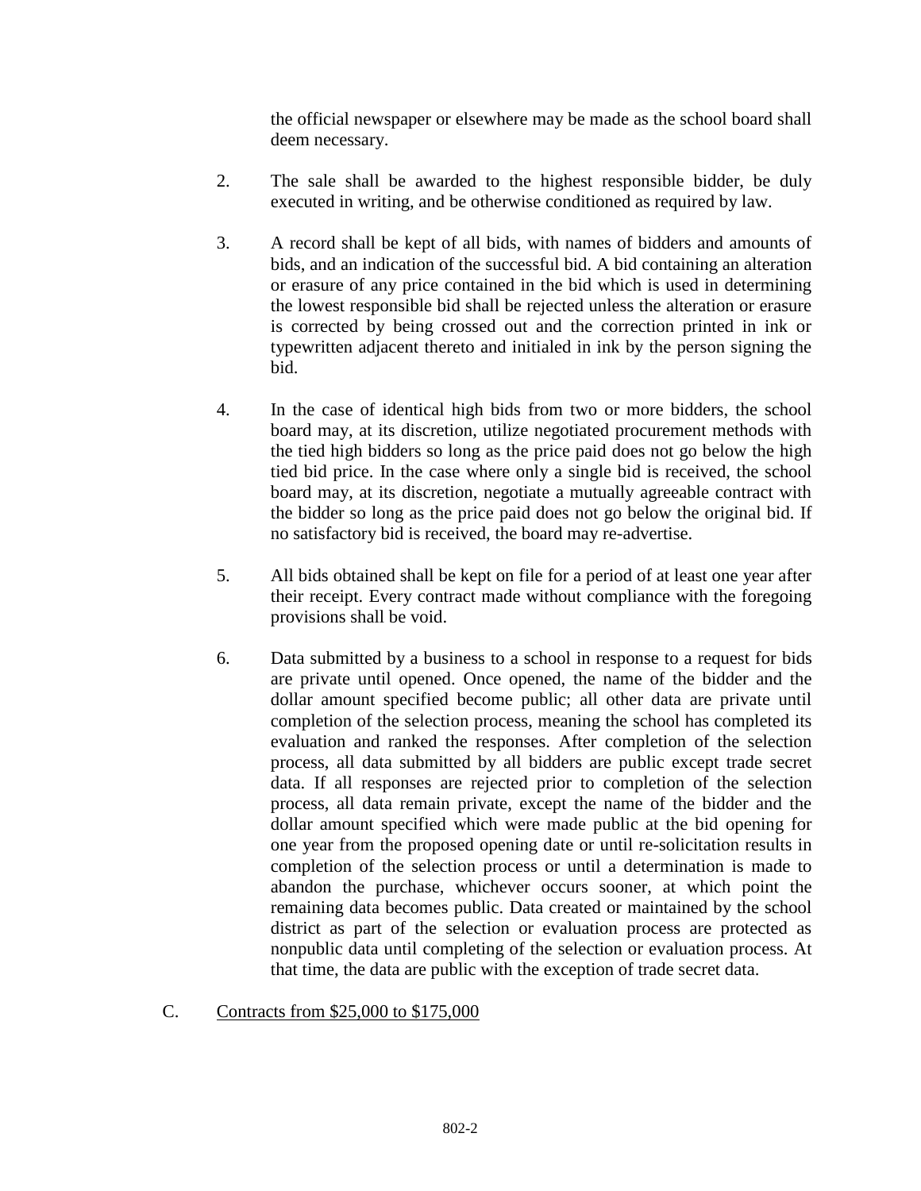the official newspaper or elsewhere may be made as the school board shall deem necessary.

2. The sale shall be awarded to the highest responsible bidder, be duly executed in writing, and be otherwise conditioned as required by law.

3. A record shall be kept of all bids, with names of bidders and amounts of bids, and an indication of the successful bid. A bid containing an alteration or erasure of any price contained in the bid which is used in determining the lowest responsible bid shall be rejected unless the alteration or erasure is corrected by being crossed out and the correction printed in ink or typewritten adjacent thereto and initialed in ink by the person signing the bid.

4. In the case of identical high bids from two or more bidders, the school board may, at its discretion, utilize negotiated procurement methods with the tied high bidders so long as the price paid does not go below the high tied bid price. In the case where only a single bid is received, the school board may, at its discretion, negotiate a mutually agreeable contract with the bidder so long as the price paid does not go below the original bid. If no satisfactory bid is received, the board may re-advertise.

5. All bids obtained shall be kept on file for a period of at least one year after their receipt. Every contract made without compliance with the foregoing provisions shall be void.

6. Data submitted by a business to a school in response to a request for bids are private until opened. Once opened, the name of the bidder and the dollar amount specified become public; all other data are private until completion of the selection process, meaning the school has completed its evaluation and ranked the responses. After completion of the selection process, all data submitted by all bidders are public except trade secret data. If all responses are rejected prior to completion of the selection process, all data remain private, except the name of the bidder and the dollar amount specified which were made public at the bid opening for one year from the proposed opening date or until re-solicitation results in completion of the selection process or until a determination is made to abandon the purchase, whichever occurs sooner, at which point the remaining data becomes public. Data created or maintained by the school district as part of the selection or evaluation process are protected as nonpublic data until completing of the selection or evaluation process. At that time, the data are public with the exception of trade secret data.

C. Contracts from $25,000 to $175,000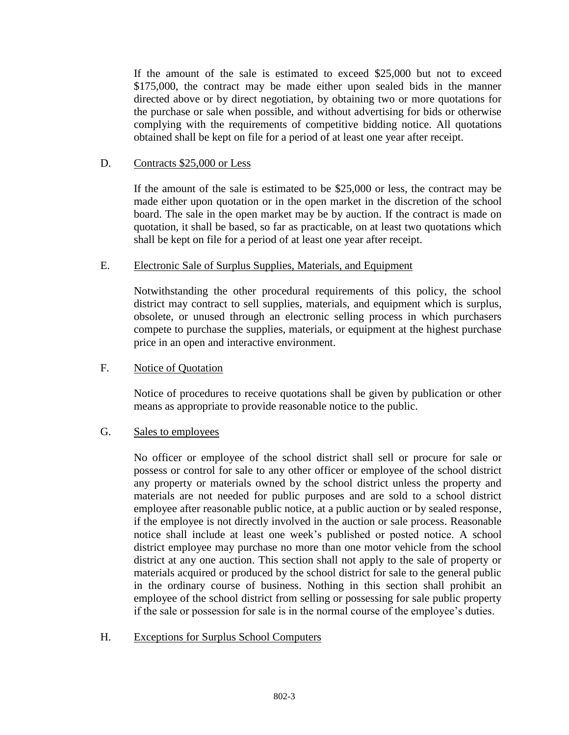If the amount of the sale is estimated to exceed $25,000 but not to exceed $175,000, the contract may be made either upon sealed bids in the manner directed above or by direct negotiation, by obtaining two or more quotations for the purchase or sale when possible, and without advertising for bids or otherwise complying with the requirements of competitive bidding notice. All quotations obtained shall be kept on file for a period of at least one year after receipt.

D. Contracts $25,000 or Less

If the amount of the sale is estimated to be $25,000 or less, the contract may be made either upon quotation or in the open market in the discretion of the school board. The sale in the open market may be by auction. If the contract is made on quotation, it shall be based, so far as practicable, on at least two quotations which shall be kept on file for a period of at least one year after receipt.

E. Electronic Sale of Surplus Supplies, Materials, and Equipment

Notwithstanding the other procedural requirements of this policy, the school district may contract to sell supplies, materials, and equipment which is surplus, obsolete, or unused through an electronic selling process in which purchasers compete to purchase the supplies, materials, or equipment at the highest purchase price in an open and interactive environment.

F. Notice of Quotation

Notice of procedures to receive quotations shall be given by publication or other means as appropriate to provide reasonable notice to the public.

G. Sales to employees

No officer or employee of the school district shall sell or procure for sale or possess or control for sale to any other officer or employee of the school district any property or materials owned by the school district unless the property and materials are not needed for public purposes and are sold to a school district employee after reasonable public notice, at a public auction or by sealed response, if the employee is not directly involved in the auction or sale process. Reasonable notice shall include at least one week's published or posted notice. A school district employee may purchase no more than one motor vehicle from the school district at any one auction. This section shall not apply to the sale of property or materials acquired or produced by the school district for sale to the general public in the ordinary course of business. Nothing in this section shall prohibit an employee of the school district from selling or possessing for sale public property if the sale or possession for sale is in the normal course of the employee's duties.

H. Exceptions for Surplus School Computers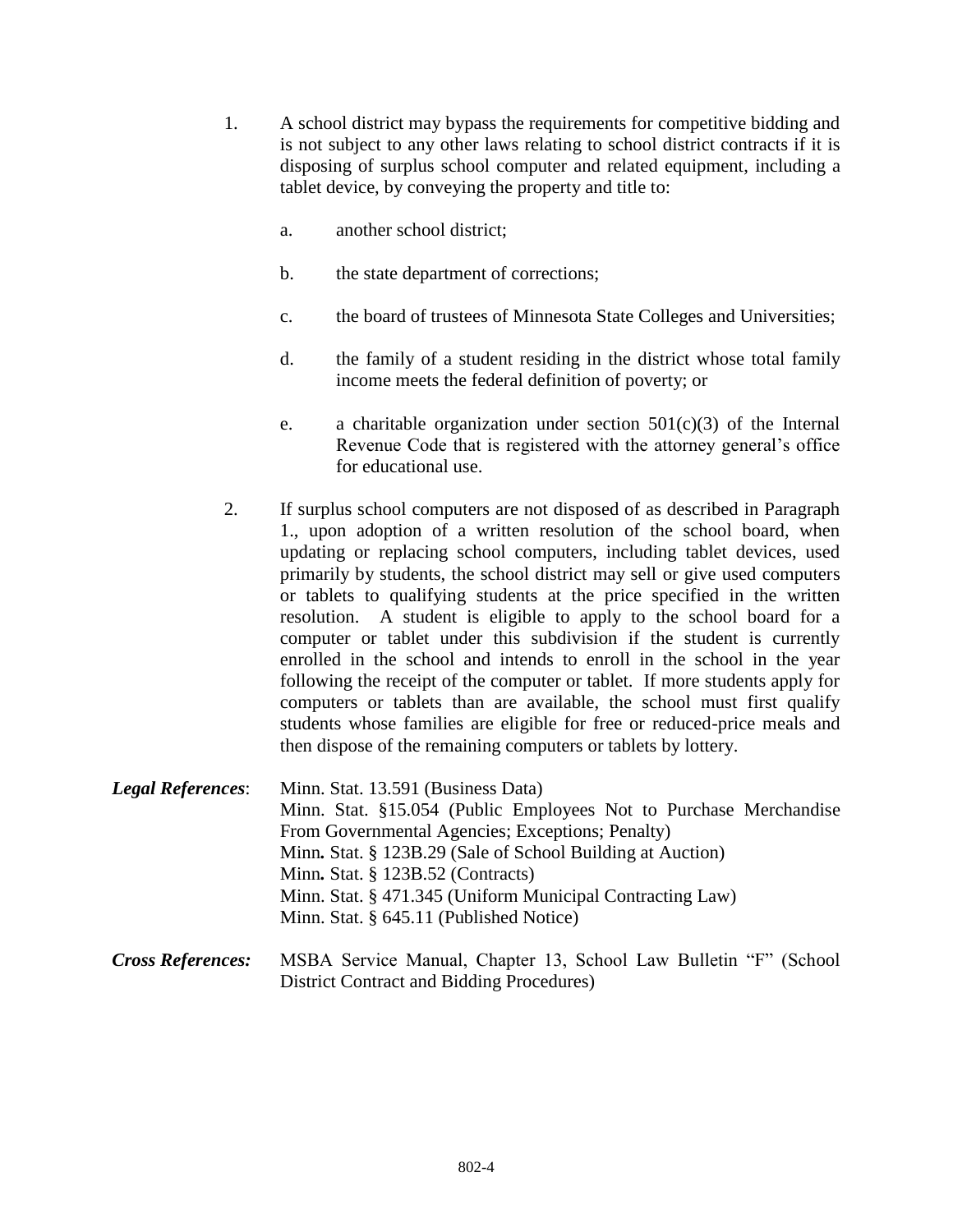1. A school district may bypass the requirements for competitive bidding and is not subject to any other laws relating to school district contracts if it is disposing of surplus school computer and related equipment, including a tablet device, by conveying the property and title to:

   a. another school district;

   b. the state department of corrections;

   c. the board of trustees of Minnesota State Colleges and Universities;

   d. the family of a student residing in the district whose total family income meets the federal definition of poverty; or

   e. a charitable organization under section 501(c)(3) of the Internal Revenue Code that is registered with the attorney general's office for educational use.

2. If surplus school computers are not disposed of as described in Paragraph 1., upon adoption of a written resolution of the school board, when updating or replacing school computers, including tablet devices, used primarily by students, the school district may sell or give used computers or tablets to qualifying students at the price specified in the written resolution. A student is eligible to apply to the school board for a computer or tablet under this subdivision if the student is currently enrolled in the school and intends to enroll in the school in the year following the receipt of the computer or tablet. If more students apply for computers or tablets than are available, the school must first qualify students whose families are eligible for free or reduced-price meals and then dispose of the remaining computers or tablets by lottery.

***Legal References***:
Minn. Stat. 13.591 (Business Data)
Minn. Stat. §15.054 (Public Employees Not to Purchase Merchandise From Governmental Agencies; Exceptions; Penalty)
Minn. Stat. § 123B.29 (Sale of School Building at Auction)
Minn. Stat. § 123B.52 (Contracts)
Minn. Stat. § 471.345 (Uniform Municipal Contracting Law)
Minn. Stat. § 645.11 (Published Notice)

***Cross References:***
MSBA Service Manual, Chapter 13, School Law Bulletin "F" (School District Contract and Bidding Procedures)